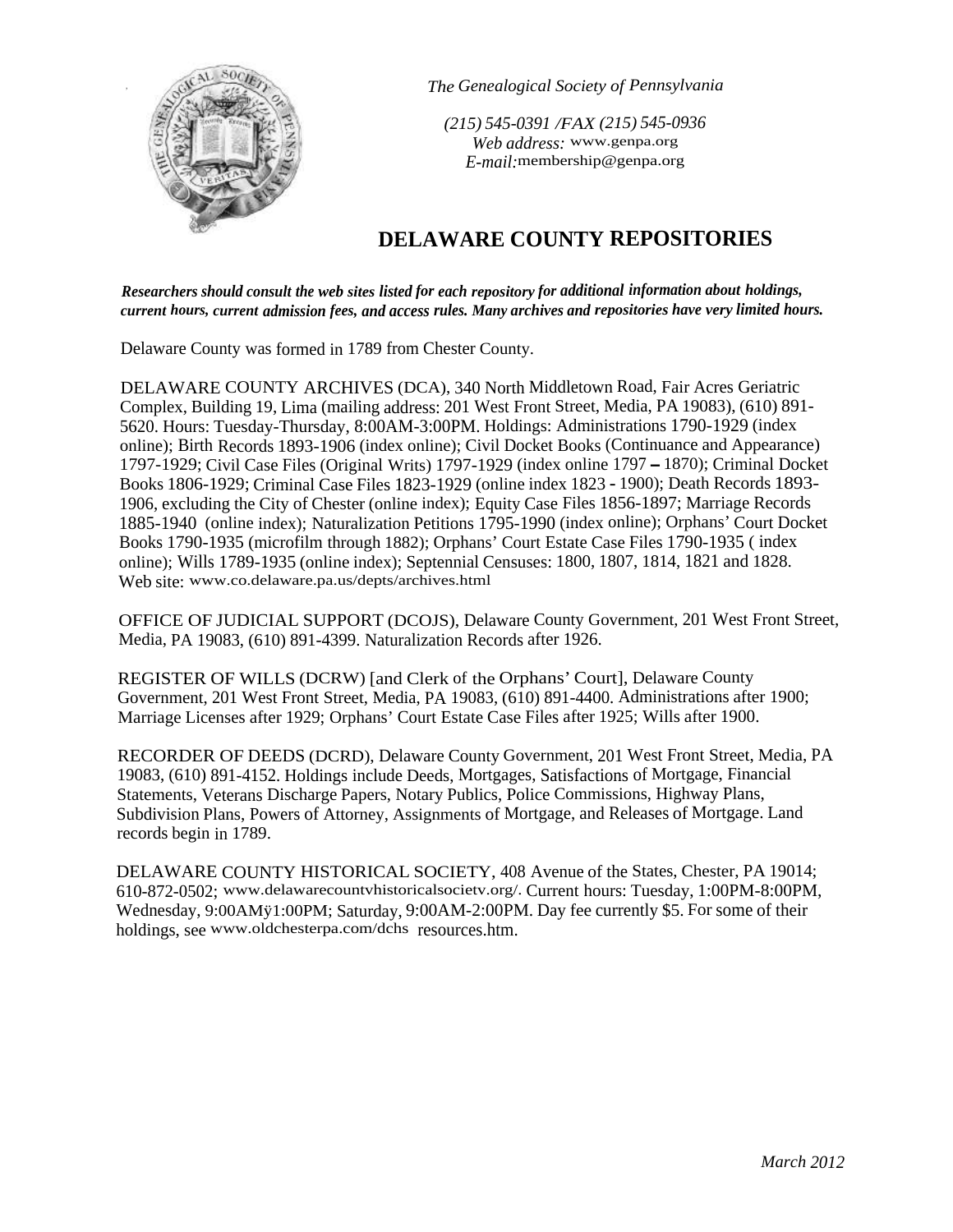*The Genealogical Society of Pennsylvania*

*(215) 545-0391 /FAX (215) 545-0936*
*Web address:* www.genpa.org
*E-mail:*membership@genpa.org

# DELAWARE COUNTY REPOSITORIES

***Researchers should consult the web sites listed for each repository for additional information about holdings, current hours, current admission fees, and access rules. Many archives and repositories have very limited hours.***

Delaware County was formed in 1789 from Chester County.

DELAWARE COUNTY ARCHIVES (DCA), 340 North Middletown Road, Fair Acres Geriatric Complex, Building 19, Lima (mailing address: 201 West Front Street, Media, PA 19083), (610) 891-5620. Hours: Tuesday-Thursday, 8:00AM-3:00PM. Holdings: Administrations 1790-1929 (index online); Birth Records 1893-1906 (index online); Civil Docket Books (Continuance and Appearance) 1797-1929; Civil Case Files (Original Writs) 1797-1929 (index online 1797 – 1870); Criminal Docket Books 1806-1929; Criminal Case Files 1823-1929 (online index 1823 - 1900); Death Records 1893-1906, excluding the City of Chester (online index); Equity Case Files 1856-1897; Marriage Records 1885-1940 (online index); Naturalization Petitions 1795-1990 (index online); Orphans' Court Docket Books 1790-1935 (microfilm through 1882); Orphans' Court Estate Case Files 1790-1935 ( index online); Wills 1789-1935 (online index); Septennial Censuses: 1800, 1807, 1814, 1821 and 1828. Web site: www.co.delaware.pa.us/depts/archives.html

OFFICE OF JUDICIAL SUPPORT (DCOJS), Delaware County Government, 201 West Front Street, Media, PA 19083, (610) 891-4399. Naturalization Records after 1926.

REGISTER OF WILLS (DCRW) [and Clerk of the Orphans' Court], Delaware County Government, 201 West Front Street, Media, PA 19083, (610) 891-4400. Administrations after 1900; Marriage Licenses after 1929; Orphans' Court Estate Case Files after 1925; Wills after 1900.

RECORDER OF DEEDS (DCRD), Delaware County Government, 201 West Front Street, Media, PA 19083, (610) 891-4152. Holdings include Deeds, Mortgages, Satisfactions of Mortgage, Financial Statements, Veterans Discharge Papers, Notary Publics, Police Commissions, Highway Plans, Subdivision Plans, Powers of Attorney, Assignments of Mortgage, and Releases of Mortgage. Land records begin in 1789.

DELAWARE COUNTY HISTORICAL SOCIETY, 408 Avenue of the States, Chester, PA 19014; 610-872-0502; www.delawarecountvhistoricalsocietv.org/. Current hours: Tuesday, 1:00PM-8:00PM, Wednesday, 9:00AMÿ1:00PM; Saturday, 9:00AM-2:00PM. Day fee currently $5. For some of their holdings, see www.oldchesterpa.com/dchs resources.htm.

*March 2012*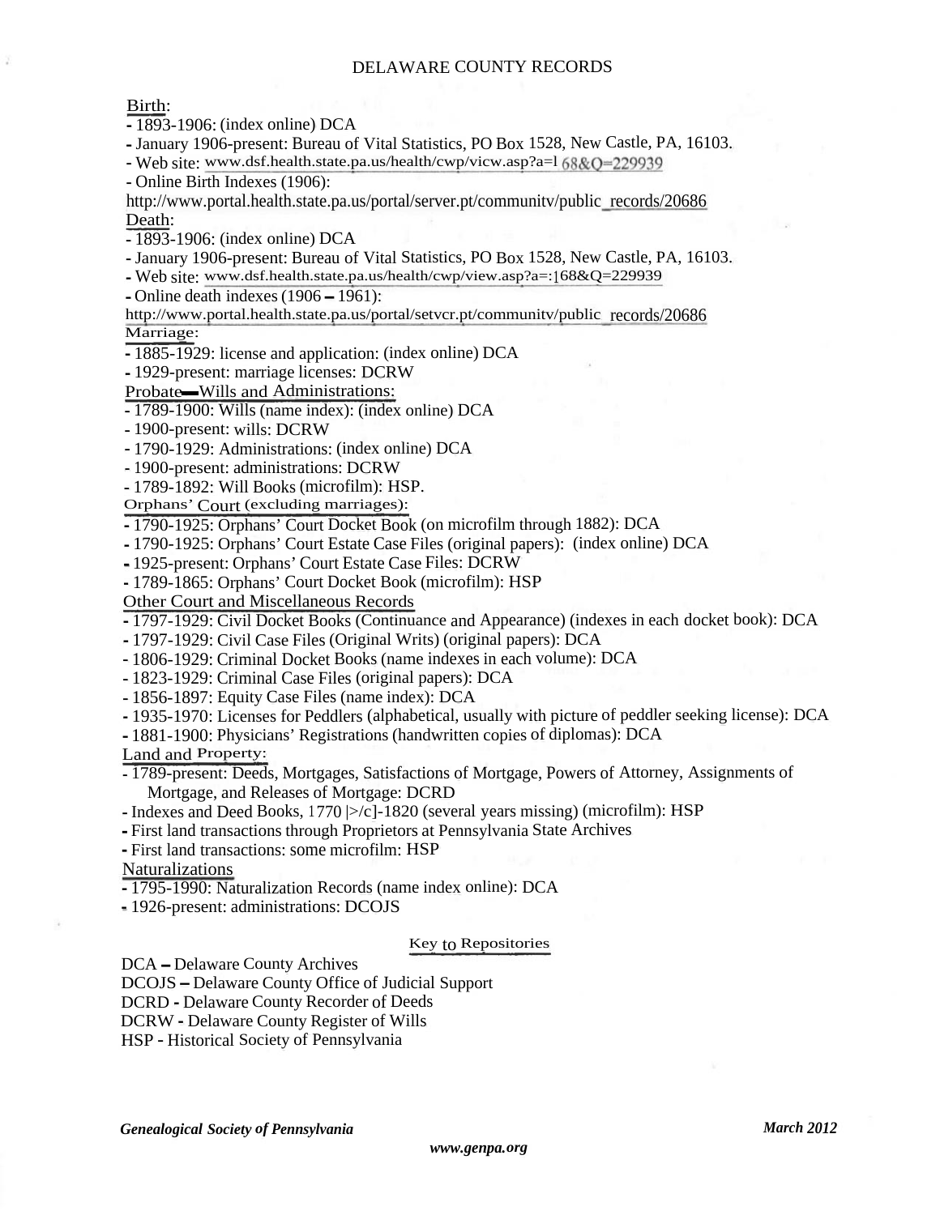# DELAWARE COUNTY RECORDS

Birth:

- 1893-1906: (index online) DCA
- January 1906-present: Bureau of Vital Statistics, PO Box 1528, New Castle, PA, 16103.
- Web site: www.dsf.health.state.pa.us/health/cwp/vicw.asp?a=l 68&Q=229939
- Online Birth Indexes (1906):

http://www.portal.health.state.pa.us/portal/server.pt/communitv/public_records/20686

Death:

- 1893-1906: (index online) DCA
- January 1906-present: Bureau of Vital Statistics, PO Box 1528, New Castle, PA, 16103.
- Web site: www.dsf.health.state.pa.us/health/cwp/view.asp?a=:168&Q=229939
- Online death indexes (1906 – 1961):

http://www.portal.health.state.pa.us/portal/setvcr.pt/communitv/public_records/20686

Marriage:

- 1885-1929: license and application: (index online) DCA
- 1929-present: marriage licenses: DCRW

Probate—Wills and Administrations:

- 1789-1900: Wills (name index): (index online) DCA
- 1900-present: wills: DCRW
- 1790-1929: Administrations: (index online) DCA
- 1900-present: administrations: DCRW
- 1789-1892: Will Books (microfilm): HSP.

Orphans' Court (excluding marriages):

- 1790-1925: Orphans' Court Docket Book (on microfilm through 1882): DCA
- 1790-1925: Orphans' Court Estate Case Files (original papers): (index online) DCA
- 1925-present: Orphans' Court Estate Case Files: DCRW
- 1789-1865: Orphans' Court Docket Book (microfilm): HSP

Other Court and Miscellaneous Records

- 1797-1929: Civil Docket Books (Continuance and Appearance) (indexes in each docket book): DCA
- 1797-1929: Civil Case Files (Original Writs) (original papers): DCA
- 1806-1929: Criminal Docket Books (name indexes in each volume): DCA
- 1823-1929: Criminal Case Files (original papers): DCA
- 1856-1897: Equity Case Files (name index): DCA
- 1935-1970: Licenses for Peddlers (alphabetical, usually with picture of peddler seeking license): DCA
- 1881-1900: Physicians' Registrations (handwritten copies of diplomas): DCA

Land and Property:

- 1789-present: Deeds, Mortgages, Satisfactions of Mortgage, Powers of Attorney, Assignments of Mortgage, and Releases of Mortgage: DCRD
- Indexes and Deed Books, 1770 |>/c]-1820 (several years missing) (microfilm): HSP
- First land transactions through Proprietors at Pennsylvania State Archives
- First land transactions: some microfilm: HSP

Naturalizations

- 1795-1990: Naturalization Records (name index online): DCA
- 1926-present: administrations: DCOJS

Key to Repositories

DCA – Delaware County Archives
DCOJS – Delaware County Office of Judicial Support
DCRD - Delaware County Recorder of Deeds
DCRW - Delaware County Register of Wills
HSP - Historical Society of Pennsylvania